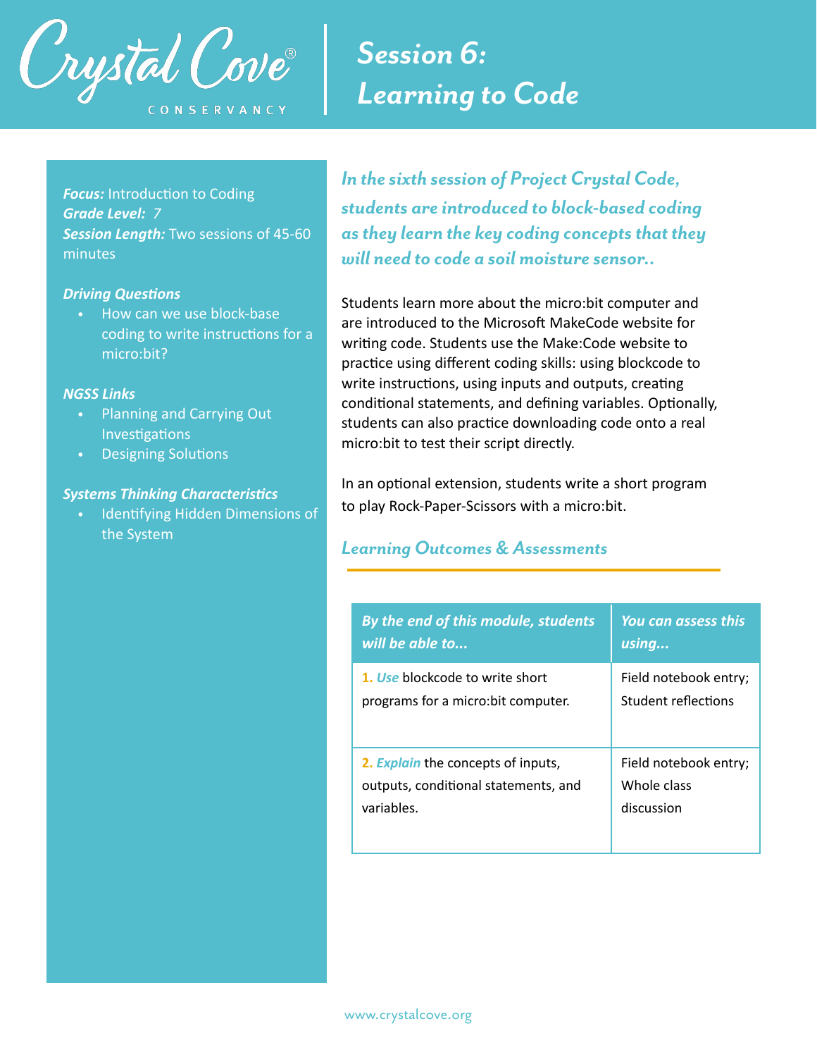Crystal Cove® CONSERVANCY

# Session 6: Learning to Code

***Focus:*** Introduction to Coding
***Grade Level:*** *7*
***Session Length:*** Two sessions of 45-60 minutes

***Driving Questions***

- How can we use block-base coding to write instructions for a micro:bit?

***NGSS Links***

- Planning and Carrying Out Investigations
- Designing Solutions

***Systems Thinking Characteristics***

- Identifying Hidden Dimensions of the System

***In the sixth session of Project Crystal Code, students are introduced to block-based coding as they learn the key coding concepts that they will need to code a soil moisture sensor..***

Students learn more about the micro:bit computer and are introduced to the Microsoft MakeCode website for writing code. Students use the Make:Code website to practice using different coding skills: using blockcode to write instructions, using inputs and outputs, creating conditional statements, and defining variables. Optionally, students can also practice downloading code onto a real micro:bit to test their script directly.

In an optional extension, students write a short program to play Rock-Paper-Scissors with a micro:bit.

## *Learning Outcomes & Assessments*

| *By the end of this module, students will be able to...* | *You can assess this using...* |
|---|---|
| **1.** *Use* blockcode to write short programs for a micro:bit computer. | Field notebook entry; Student reflections |
| **2.** *Explain* the concepts of inputs, outputs, conditional statements, and variables. | Field notebook entry; Whole class discussion |

www.crystalcove.org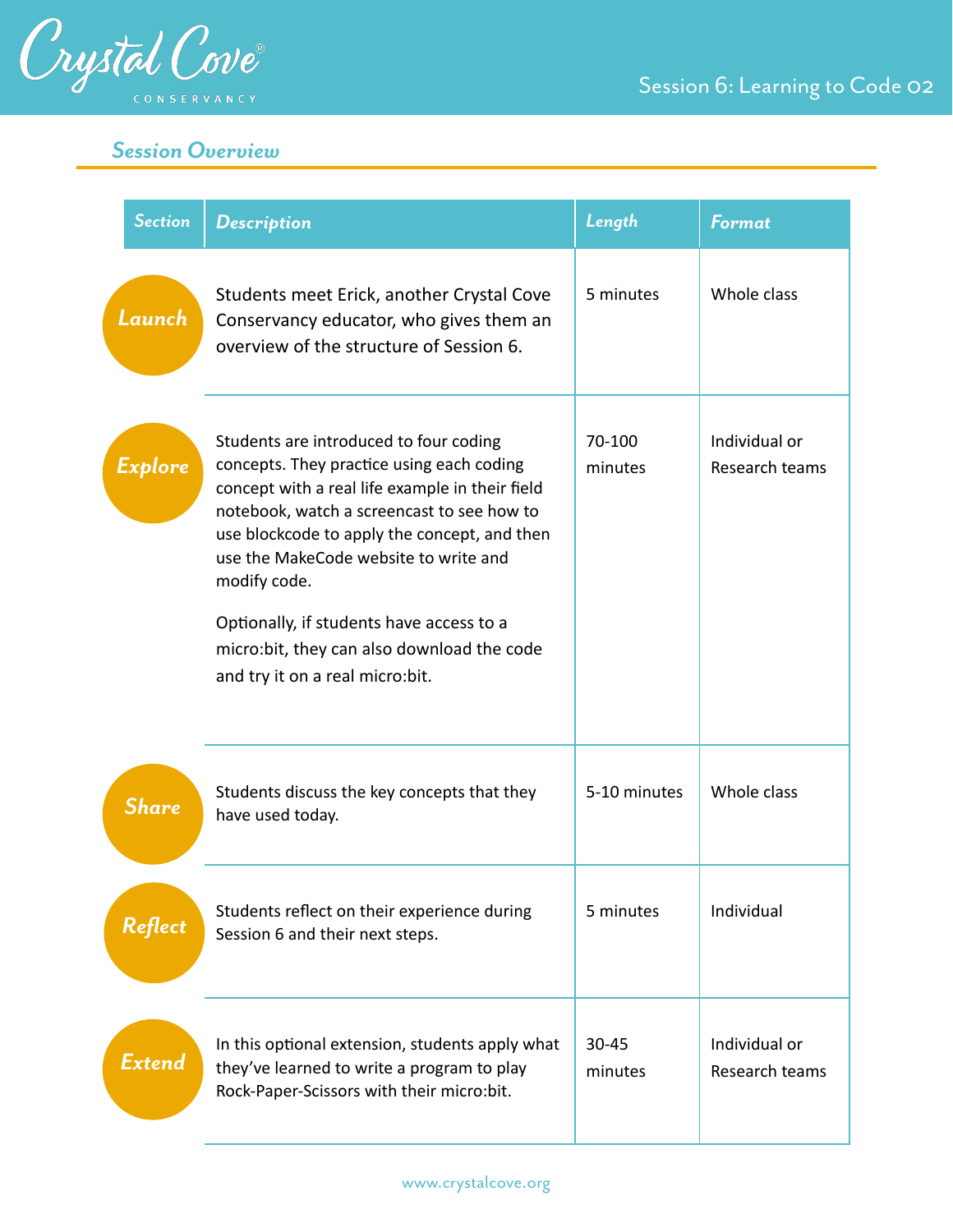## Session Overview

| Section | Description | Length | Format |
|---|---|---|---|
| Launch | Students meet Erick, another Crystal Cove Conservancy educator, who gives them an overview of the structure of Session 6. | 5 minutes | Whole class |
| Explore | Students are introduced to four coding concepts. They practice using each coding concept with a real life example in their field notebook, watch a screencast to see how to use blockcode to apply the concept, and then use the MakeCode website to write and modify code.<br><br>Optionally, if students have access to a micro:bit, they can also download the code and try it on a real micro:bit. | 70-100 minutes | Individual or Research teams |
| Share | Students discuss the key concepts that they have used today. | 5-10 minutes | Whole class |
| Reflect | Students reflect on their experience during Session 6 and their next steps. | 5 minutes | Individual |
| Extend | In this optional extension, students apply what they've learned to write a program to play Rock-Paper-Scissors with their micro:bit. | 30-45 minutes | Individual or Research teams |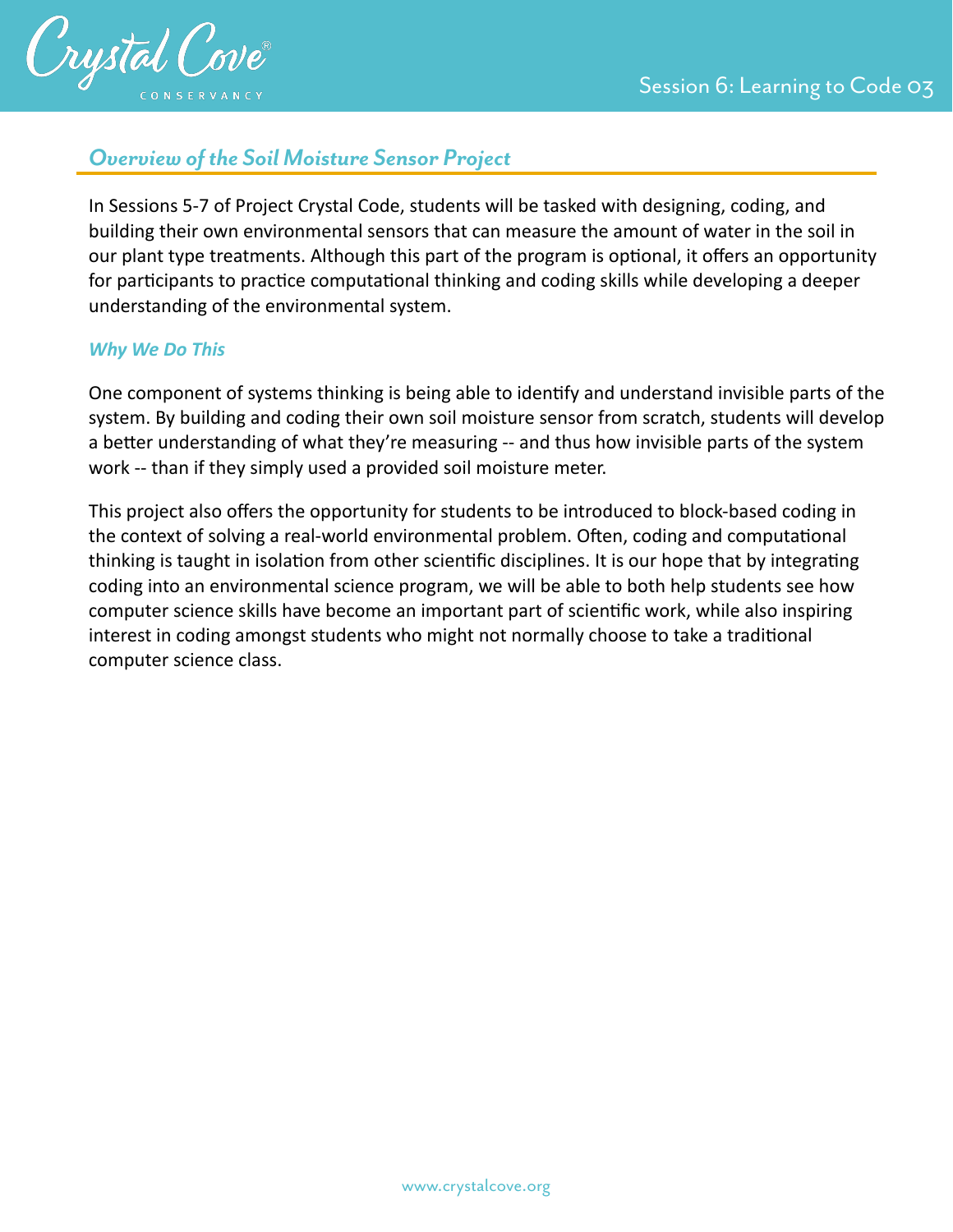## *Overview of the Soil Moisture Sensor Project*

In Sessions 5-7 of Project Crystal Code, students will be tasked with designing, coding, and building their own environmental sensors that can measure the amount of water in the soil in our plant type treatments. Although this part of the program is optional, it offers an opportunity for participants to practice computational thinking and coding skills while developing a deeper understanding of the environmental system.

### *Why We Do This*

One component of systems thinking is being able to identify and understand invisible parts of the system. By building and coding their own soil moisture sensor from scratch, students will develop a better understanding of what they're measuring -- and thus how invisible parts of the system work -- than if they simply used a provided soil moisture meter.

This project also offers the opportunity for students to be introduced to block-based coding in the context of solving a real-world environmental problem. Often, coding and computational thinking is taught in isolation from other scientific disciplines. It is our hope that by integrating coding into an environmental science program, we will be able to both help students see how computer science skills have become an important part of scientific work, while also inspiring interest in coding amongst students who might not normally choose to take a traditional computer science class.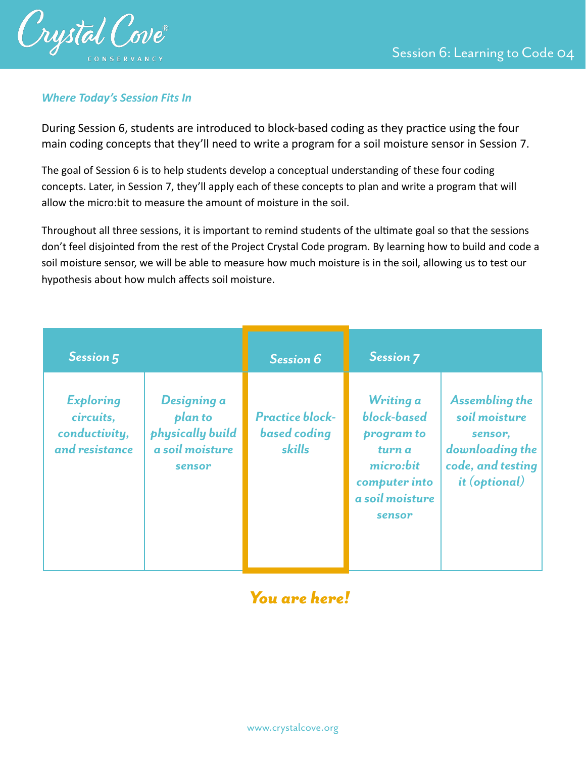### *Where Today's Session Fits In*

During Session 6, students are introduced to block-based coding as they practice using the four main coding concepts that they'll need to write a program for a soil moisture sensor in Session 7.

The goal of Session 6 is to help students develop a conceptual understanding of these four coding concepts. Later, in Session 7, they'll apply each of these concepts to plan and write a program that will allow the micro:bit to measure the amount of moisture in the soil.

Throughout all three sessions, it is important to remind students of the ultimate goal so that the sessions don't feel disjointed from the rest of the Project Crystal Code program. By learning how to build and code a soil moisture sensor, we will be able to measure how much moisture is in the soil, allowing us to test our hypothesis about how mulch affects soil moisture.

| Session 5 | | Session 6 | Session 7 | |
|---|---|---|---|---|
| *Exploring circuits, conductivity, and resistance* | *Designing a plan to physically build a soil moisture sensor* | *Practice block-based coding skills* | *Writing a block-based program to turn a micro:bit computer into a soil moisture sensor* | *Assembling the soil moisture sensor, downloading the code, and testing it (optional)* |

***You are here!***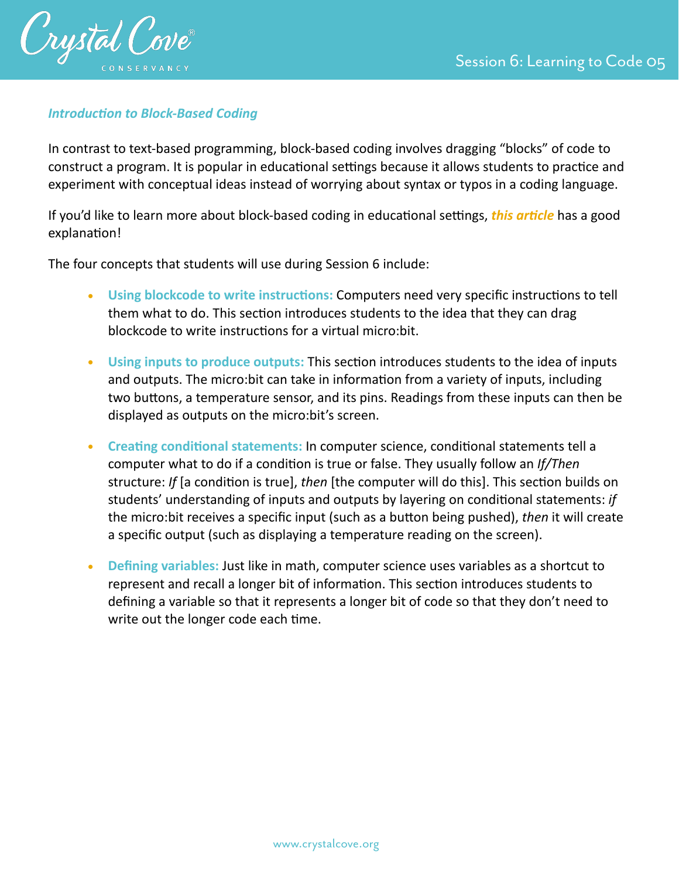### *Introduction to Block-Based Coding*

In contrast to text-based programming, block-based coding involves dragging "blocks" of code to construct a program. It is popular in educational settings because it allows students to practice and experiment with conceptual ideas instead of worrying about syntax or typos in a coding language.

If you'd like to learn more about block-based coding in educational settings, ***this article*** has a good explanation!

The four concepts that students will use during Session 6 include:

- **Using blockcode to write instructions:** Computers need very specific instructions to tell them what to do. This section introduces students to the idea that they can drag blockcode to write instructions for a virtual micro:bit.
- **Using inputs to produce outputs:** This section introduces students to the idea of inputs and outputs. The micro:bit can take in information from a variety of inputs, including two buttons, a temperature sensor, and its pins. Readings from these inputs can then be displayed as outputs on the micro:bit's screen.
- **Creating conditional statements:** In computer science, conditional statements tell a computer what to do if a condition is true or false. They usually follow an *If/Then* structure: *If* [a condition is true], *then* [the computer will do this]. This section builds on students' understanding of inputs and outputs by layering on conditional statements: *if* the micro:bit receives a specific input (such as a button being pushed), *then* it will create a specific output (such as displaying a temperature reading on the screen).
- **Defining variables:** Just like in math, computer science uses variables as a shortcut to represent and recall a longer bit of information. This section introduces students to defining a variable so that it represents a longer bit of code so that they don't need to write out the longer code each time.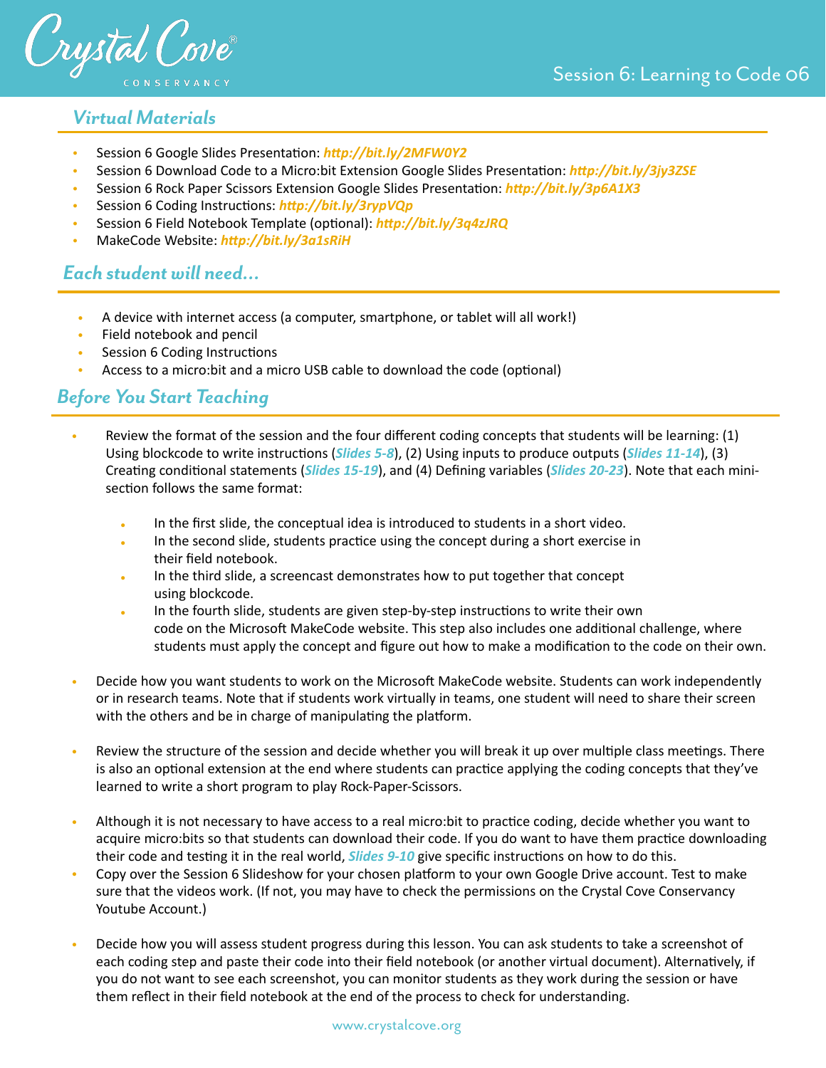## Virtual Materials

- Session 6 Google Slides Presentation: ***http://bit.ly/2MFW0Y2***
- Session 6 Download Code to a Micro:bit Extension Google Slides Presentation: ***http://bit.ly/3jy3ZSE***
- Session 6 Rock Paper Scissors Extension Google Slides Presentation: ***http://bit.ly/3p6A1X3***
- Session 6 Coding Instructions: ***http://bit.ly/3rypVQp***
- Session 6 Field Notebook Template (optional): ***http://bit.ly/3q4zJRQ***
- MakeCode Website: ***http://bit.ly/3a1sRiH***

## Each student will need...

- A device with internet access (a computer, smartphone, or tablet will all work!)
- Field notebook and pencil
- Session 6 Coding Instructions
- Access to a micro:bit and a micro USB cable to download the code (optional)

## Before You Start Teaching

- Review the format of the session and the four different coding concepts that students will be learning: (1) Using blockcode to write instructions (***Slides 5-8***), (2) Using inputs to produce outputs (***Slides 11-14***), (3) Creating conditional statements (***Slides 15-19***), and (4) Defining variables (***Slides 20-23***). Note that each mini-section follows the same format:
  - In the first slide, the conceptual idea is introduced to students in a short video.
  - In the second slide, students practice using the concept during a short exercise in their field notebook.
  - In the third slide, a screencast demonstrates how to put together that concept using blockcode.
  - In the fourth slide, students are given step-by-step instructions to write their own code on the Microsoft MakeCode website. This step also includes one additional challenge, where students must apply the concept and figure out how to make a modification to the code on their own.
- Decide how you want students to work on the Microsoft MakeCode website. Students can work independently or in research teams. Note that if students work virtually in teams, one student will need to share their screen with the others and be in charge of manipulating the platform.
- Review the structure of the session and decide whether you will break it up over multiple class meetings. There is also an optional extension at the end where students can practice applying the coding concepts that they've learned to write a short program to play Rock-Paper-Scissors.
- Although it is not necessary to have access to a real micro:bit to practice coding, decide whether you want to acquire micro:bits so that students can download their code. If you do want to have them practice downloading their code and testing it in the real world, ***Slides 9-10*** give specific instructions on how to do this.
- Copy over the Session 6 Slideshow for your chosen platform to your own Google Drive account. Test to make sure that the videos work. (If not, you may have to check the permissions on the Crystal Cove Conservancy Youtube Account.)
- Decide how you will assess student progress during this lesson. You can ask students to take a screenshot of each coding step and paste their code into their field notebook (or another virtual document). Alternatively, if you do not want to see each screenshot, you can monitor students as they work during the session or have them reflect in their field notebook at the end of the process to check for understanding.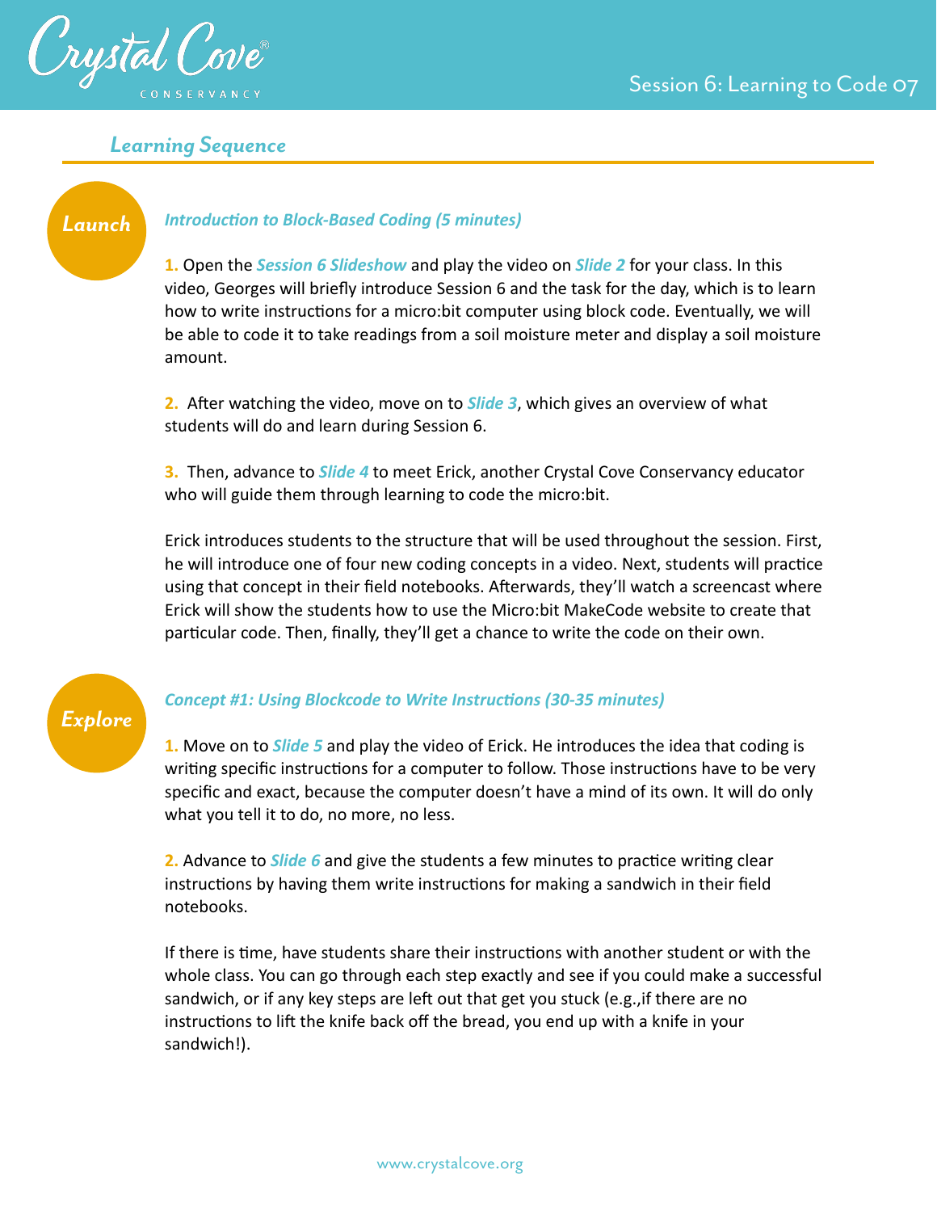## Learning Sequence

### Launch

#### *Introduction to Block-Based Coding (5 minutes)*

**1.** Open the ***Session 6 Slideshow*** and play the video on ***Slide 2*** for your class. In this video, Georges will briefly introduce Session 6 and the task for the day, which is to learn how to write instructions for a micro:bit computer using block code. Eventually, we will be able to code it to take readings from a soil moisture meter and display a soil moisture amount.

**2.** After watching the video, move on to ***Slide 3***, which gives an overview of what students will do and learn during Session 6.

**3.** Then, advance to ***Slide 4*** to meet Erick, another Crystal Cove Conservancy educator who will guide them through learning to code the micro:bit.

Erick introduces students to the structure that will be used throughout the session. First, he will introduce one of four new coding concepts in a video. Next, students will practice using that concept in their field notebooks. Afterwards, they'll watch a screencast where Erick will show the students how to use the Micro:bit MakeCode website to create that particular code. Then, finally, they'll get a chance to write the code on their own.

### Explore

#### *Concept #1: Using Blockcode to Write Instructions (30-35 minutes)*

**1.** Move on to ***Slide 5*** and play the video of Erick. He introduces the idea that coding is writing specific instructions for a computer to follow. Those instructions have to be very specific and exact, because the computer doesn't have a mind of its own. It will do only what you tell it to do, no more, no less.

**2.** Advance to ***Slide 6*** and give the students a few minutes to practice writing clear instructions by having them write instructions for making a sandwich in their field notebooks.

If there is time, have students share their instructions with another student or with the whole class. You can go through each step exactly and see if you could make a successful sandwich, or if any key steps are left out that get you stuck (e.g.,if there are no instructions to lift the knife back off the bread, you end up with a knife in your sandwich!).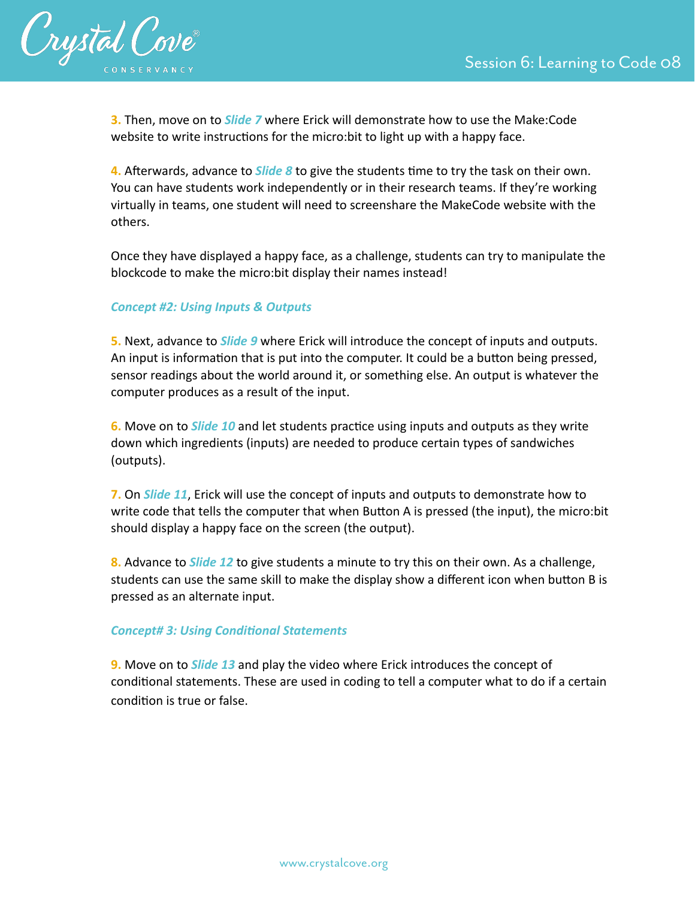**3.** Then, move on to ***Slide 7*** where Erick will demonstrate how to use the Make:Code website to write instructions for the micro:bit to light up with a happy face.

**4.** Afterwards, advance to ***Slide 8*** to give the students time to try the task on their own. You can have students work independently or in their research teams. If they're working virtually in teams, one student will need to screenshare the MakeCode website with the others.

Once they have displayed a happy face, as a challenge, students can try to manipulate the blockcode to make the micro:bit display their names instead!

***Concept #2: Using Inputs & Outputs***

**5.** Next, advance to ***Slide 9*** where Erick will introduce the concept of inputs and outputs. An input is information that is put into the computer. It could be a button being pressed, sensor readings about the world around it, or something else. An output is whatever the computer produces as a result of the input.

**6.** Move on to ***Slide 10*** and let students practice using inputs and outputs as they write down which ingredients (inputs) are needed to produce certain types of sandwiches (outputs).

**7.** On ***Slide 11***, Erick will use the concept of inputs and outputs to demonstrate how to write code that tells the computer that when Button A is pressed (the input), the micro:bit should display a happy face on the screen (the output).

**8.** Advance to ***Slide 12*** to give students a minute to try this on their own. As a challenge, students can use the same skill to make the display show a different icon when button B is pressed as an alternate input.

***Concept# 3: Using Conditional Statements***

**9.** Move on to ***Slide 13*** and play the video where Erick introduces the concept of conditional statements. These are used in coding to tell a computer what to do if a certain condition is true or false.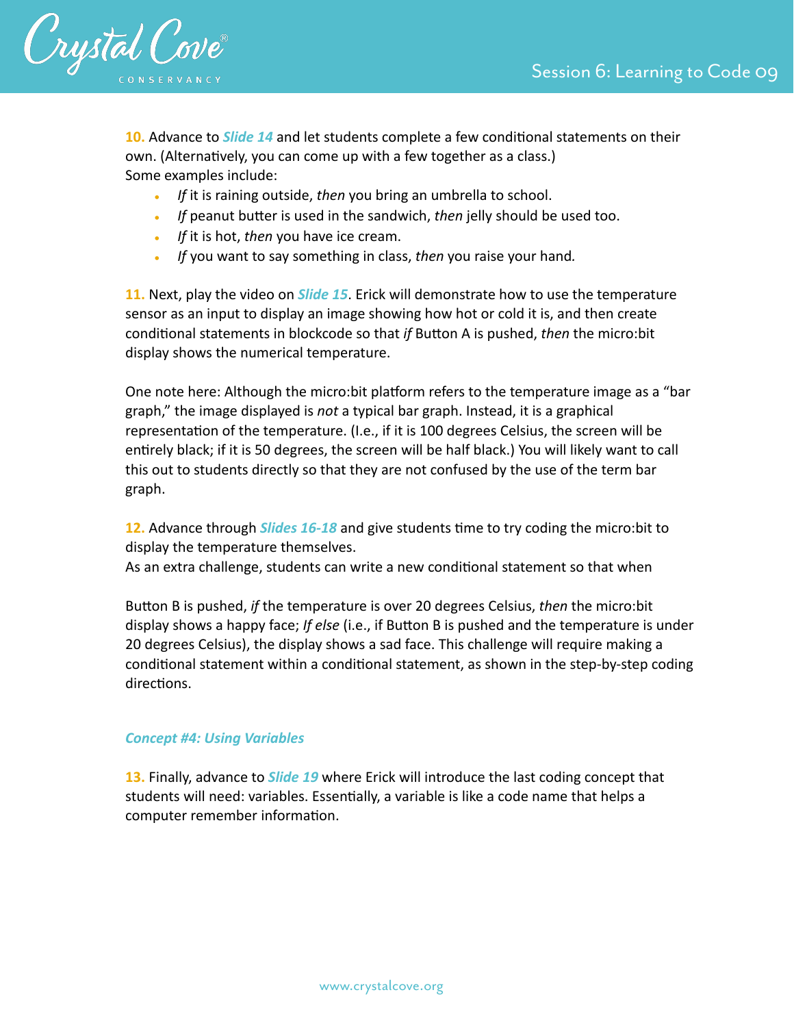**10.** Advance to ***Slide 14*** and let students complete a few conditional statements on their own. (Alternatively, you can come up with a few together as a class.)
Some examples include:

- *If* it is raining outside, *then* you bring an umbrella to school.
- *If* peanut butter is used in the sandwich, *then* jelly should be used too.
- *If* it is hot, *then* you have ice cream.
- *If* you want to say something in class, *then* you raise your hand.

**11.** Next, play the video on ***Slide 15***. Erick will demonstrate how to use the temperature sensor as an input to display an image showing how hot or cold it is, and then create conditional statements in blockcode so that *if* Button A is pushed, *then* the micro:bit display shows the numerical temperature.

One note here: Although the micro:bit platform refers to the temperature image as a "bar graph," the image displayed is *not* a typical bar graph. Instead, it is a graphical representation of the temperature. (I.e., if it is 100 degrees Celsius, the screen will be entirely black; if it is 50 degrees, the screen will be half black.) You will likely want to call this out to students directly so that they are not confused by the use of the term bar graph.

**12.** Advance through ***Slides 16-18*** and give students time to try coding the micro:bit to display the temperature themselves.
As an extra challenge, students can write a new conditional statement so that when

Button B is pushed, *if* the temperature is over 20 degrees Celsius, *then* the micro:bit display shows a happy face; *If else* (i.e., if Button B is pushed and the temperature is under 20 degrees Celsius), the display shows a sad face. This challenge will require making a conditional statement within a conditional statement, as shown in the step-by-step coding directions.

### *Concept #4: Using Variables*

**13.** Finally, advance to ***Slide 19*** where Erick will introduce the last coding concept that students will need: variables. Essentially, a variable is like a code name that helps a computer remember information.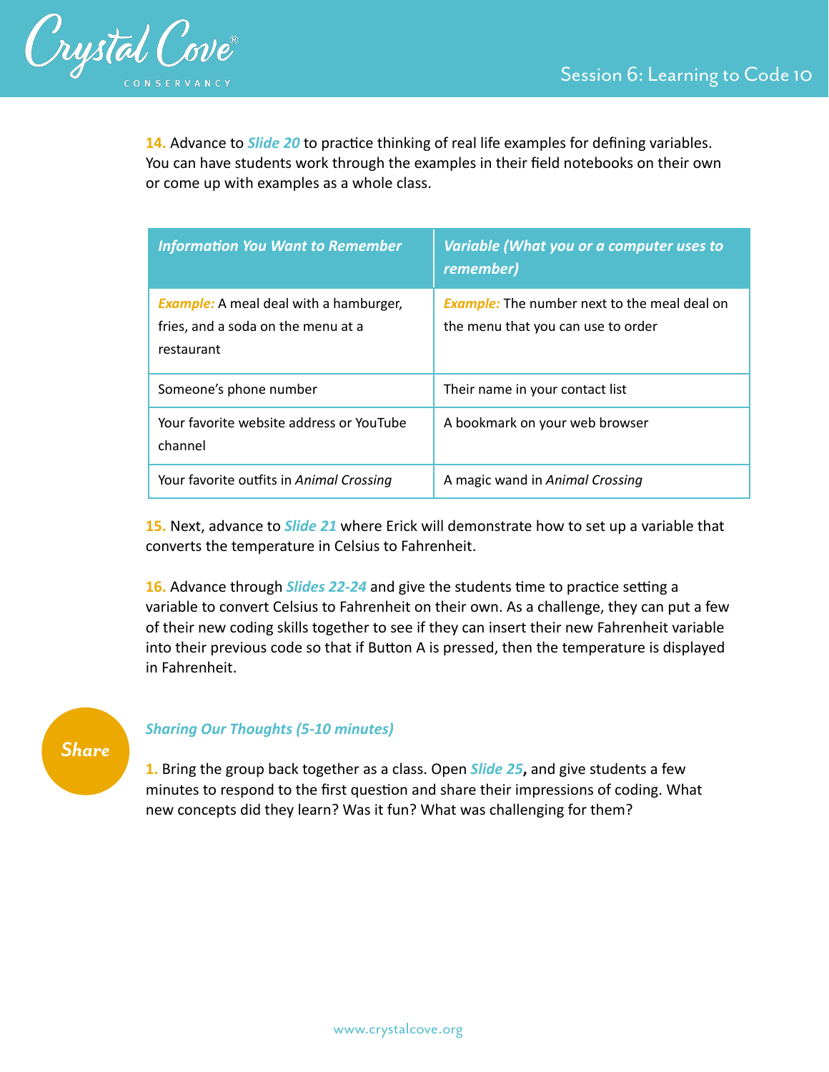**14.** Advance to ***Slide 20*** to practice thinking of real life examples for defining variables. You can have students work through the examples in their field notebooks on their own or come up with examples as a whole class.

| *Information You Want to Remember* | *Variable (What you or a computer uses to remember)* |
|---|---|
| *Example:* A meal deal with a hamburger, fries, and a soda on the menu at a restaurant | *Example:* The number next to the meal deal on the menu that you can use to order |
| Someone's phone number | Their name in your contact list |
| Your favorite website address or YouTube channel | A bookmark on your web browser |
| Your favorite outfits in *Animal Crossing* | A magic wand in *Animal Crossing* |

**15.** Next, advance to ***Slide 21*** where Erick will demonstrate how to set up a variable that converts the temperature in Celsius to Fahrenheit.

**16.** Advance through ***Slides 22-24*** and give the students time to practice setting a variable to convert Celsius to Fahrenheit on their own. As a challenge, they can put a few of their new coding skills together to see if they can insert their new Fahrenheit variable into their previous code so that if Button A is pressed, then the temperature is displayed in Fahrenheit.

*Share*

### *Sharing Our Thoughts (5-10 minutes)*

**1.** Bring the group back together as a class. Open ***Slide 25*****,** and give students a few minutes to respond to the first question and share their impressions of coding. What new concepts did they learn? Was it fun? What was challenging for them?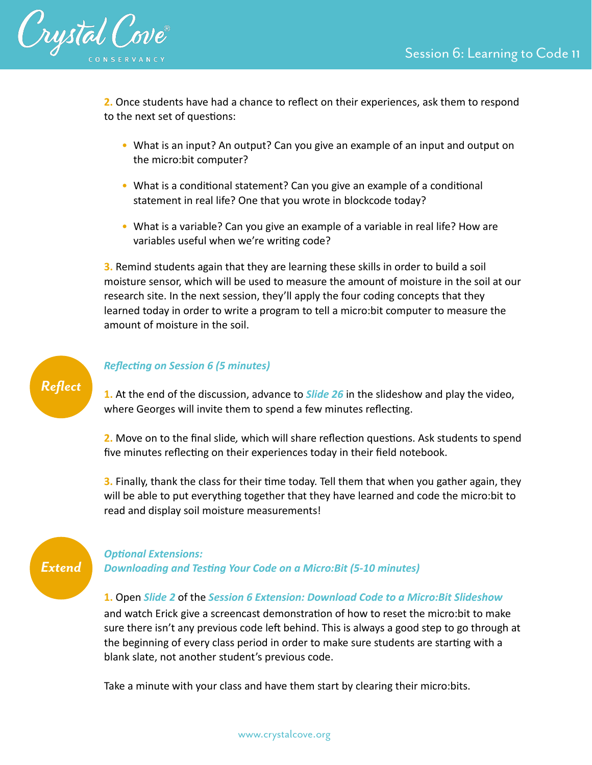**2.** Once students have had a chance to reflect on their experiences, ask them to respond to the next set of questions:

- What is an input? An output? Can you give an example of an input and output on the micro:bit computer?
- What is a conditional statement? Can you give an example of a conditional statement in real life? One that you wrote in blockcode today?
- What is a variable? Can you give an example of a variable in real life? How are variables useful when we're writing code?

**3.** Remind students again that they are learning these skills in order to build a soil moisture sensor, which will be used to measure the amount of moisture in the soil at our research site. In the next session, they'll apply the four coding concepts that they learned today in order to write a program to tell a micro:bit computer to measure the amount of moisture in the soil.

## *Reflect*

***Reflecting on Session 6 (5 minutes)***

**1.** At the end of the discussion, advance to ***Slide 26*** in the slideshow and play the video, where Georges will invite them to spend a few minutes reflecting.

**2.** Move on to the final slide, which will share reflection questions. Ask students to spend five minutes reflecting on their experiences today in their field notebook.

**3.** Finally, thank the class for their time today. Tell them that when you gather again, they will be able to put everything together that they have learned and code the micro:bit to read and display soil moisture measurements!

## *Extend*

***Optional Extensions:***
***Downloading and Testing Your Code on a Micro:Bit (5-10 minutes)***

**1.** Open ***Slide 2*** of the ***Session 6 Extension: Download Code to a Micro:Bit Slideshow*** and watch Erick give a screencast demonstration of how to reset the micro:bit to make sure there isn't any previous code left behind. This is always a good step to go through at the beginning of every class period in order to make sure students are starting with a blank slate, not another student's previous code.

Take a minute with your class and have them start by clearing their micro:bits.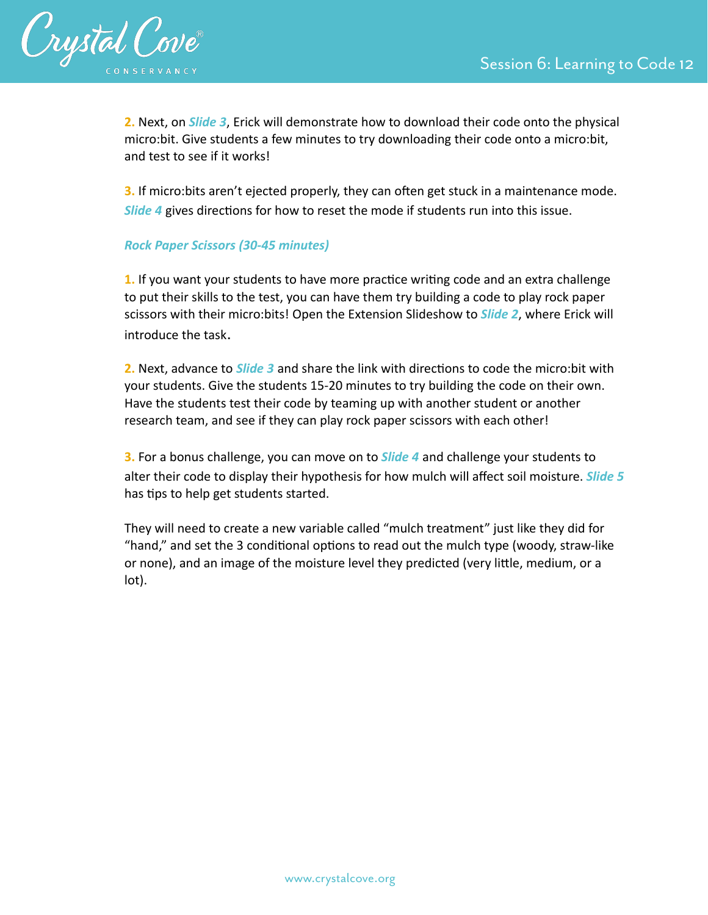**2.** Next, on ***Slide 3***, Erick will demonstrate how to download their code onto the physical micro:bit. Give students a few minutes to try downloading their code onto a micro:bit, and test to see if it works!

**3.** If micro:bits aren't ejected properly, they can often get stuck in a maintenance mode. ***Slide 4*** gives directions for how to reset the mode if students run into this issue.

### *Rock Paper Scissors (30-45 minutes)*

**1.** If you want your students to have more practice writing code and an extra challenge to put their skills to the test, you can have them try building a code to play rock paper scissors with their micro:bits! Open the Extension Slideshow to ***Slide 2***, where Erick will introduce the task.

**2.** Next, advance to ***Slide 3*** and share the link with directions to code the micro:bit with your students. Give the students 15-20 minutes to try building the code on their own. Have the students test their code by teaming up with another student or another research team, and see if they can play rock paper scissors with each other!

**3.** For a bonus challenge, you can move on to ***Slide 4*** and challenge your students to alter their code to display their hypothesis for how mulch will affect soil moisture. ***Slide 5*** has tips to help get students started.

They will need to create a new variable called "mulch treatment" just like they did for "hand," and set the 3 conditional options to read out the mulch type (woody, straw-like or none), and an image of the moisture level they predicted (very little, medium, or a lot).